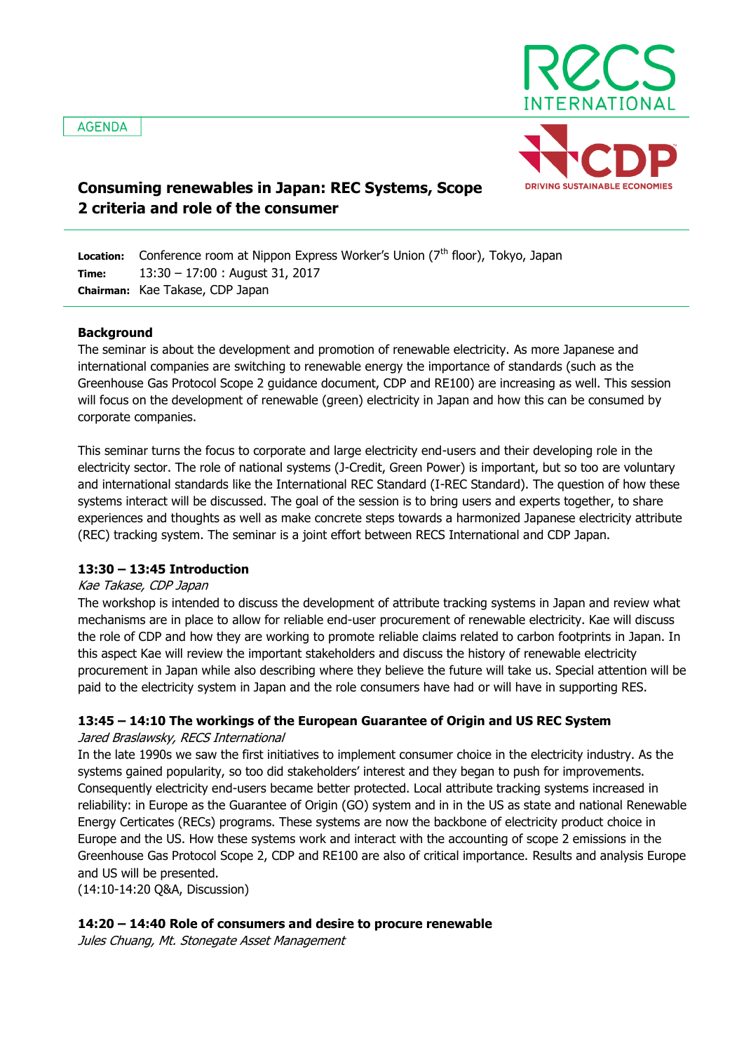AGENDA

# Consuming renewables in Japan: REC Systems, Scope 2 criteria and role of the consumer

**Location:** Conference room at Nippon Express Worker's Union (7th floor), Tokyo, Japan
**Time:** 13:30 – 17:00 : August 31, 2017
**Chairman:** Kae Takase, CDP Japan

**Background**

The seminar is about the development and promotion of renewable electricity. As more Japanese and international companies are switching to renewable energy the importance of standards (such as the Greenhouse Gas Protocol Scope 2 guidance document, CDP and RE100) are increasing as well. This session will focus on the development of renewable (green) electricity in Japan and how this can be consumed by corporate companies.

This seminar turns the focus to corporate and large electricity end-users and their developing role in the electricity sector. The role of national systems (J-Credit, Green Power) is important, but so too are voluntary and international standards like the International REC Standard (I-REC Standard). The question of how these systems interact will be discussed. The goal of the session is to bring users and experts together, to share experiences and thoughts as well as make concrete steps towards a harmonized Japanese electricity attribute (REC) tracking system. The seminar is a joint effort between RECS International and CDP Japan.

**13:30 – 13:45 Introduction**

*Kae Takase, CDP Japan*

The workshop is intended to discuss the development of attribute tracking systems in Japan and review what mechanisms are in place to allow for reliable end-user procurement of renewable electricity. Kae will discuss the role of CDP and how they are working to promote reliable claims related to carbon footprints in Japan. In this aspect Kae will review the important stakeholders and discuss the history of renewable electricity procurement in Japan while also describing where they believe the future will take us. Special attention will be paid to the electricity system in Japan and the role consumers have had or will have in supporting RES.

**13:45 – 14:10 The workings of the European Guarantee of Origin and US REC System**

*Jared Braslawsky, RECS International*

In the late 1990s we saw the first initiatives to implement consumer choice in the electricity industry. As the systems gained popularity, so too did stakeholders' interest and they began to push for improvements. Consequently electricity end-users became better protected. Local attribute tracking systems increased in reliability: in Europe as the Guarantee of Origin (GO) system and in in the US as state and national Renewable Energy Certicates (RECs) programs. These systems are now the backbone of electricity product choice in Europe and the US. How these systems work and interact with the accounting of scope 2 emissions in the Greenhouse Gas Protocol Scope 2, CDP and RE100 are also of critical importance. Results and analysis Europe and US will be presented.
(14:10-14:20 Q&A, Discussion)

**14:20 – 14:40 Role of consumers and desire to procure renewable**

*Jules Chuang, Mt. Stonegate Asset Management*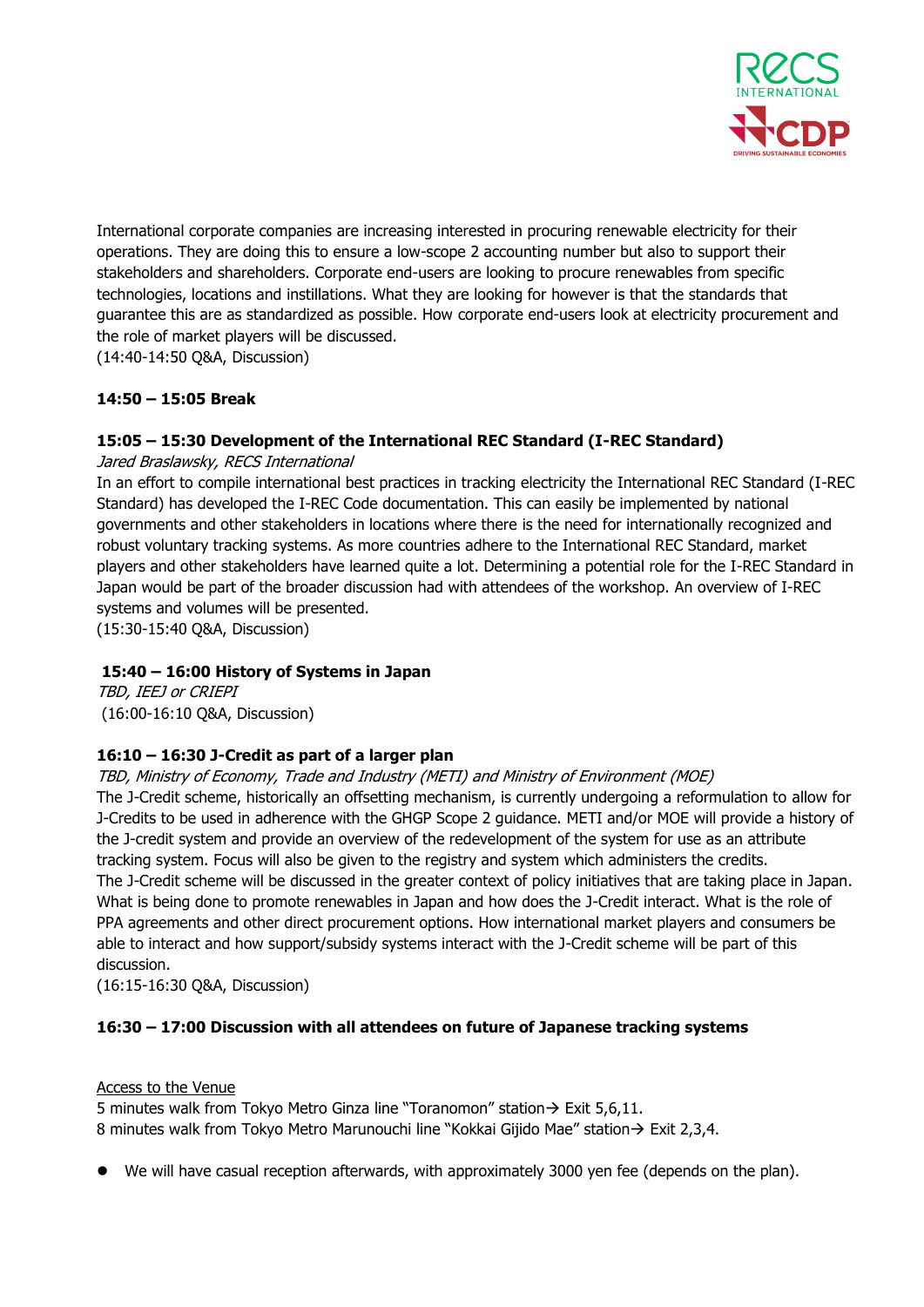International corporate companies are increasing interested in procuring renewable electricity for their operations. They are doing this to ensure a low-scope 2 accounting number but also to support their stakeholders and shareholders. Corporate end-users are looking to procure renewables from specific technologies, locations and instillations. What they are looking for however is that the standards that guarantee this are as standardized as possible. How corporate end-users look at electricity procurement and the role of market players will be discussed.
(14:40-14:50 Q&A, Discussion)

**14:50 – 15:05 Break**

**15:05 – 15:30 Development of the International REC Standard (I-REC Standard)**
*Jared Braslawsky, RECS International*
In an effort to compile international best practices in tracking electricity the International REC Standard (I-REC Standard) has developed the I-REC Code documentation. This can easily be implemented by national governments and other stakeholders in locations where there is the need for internationally recognized and robust voluntary tracking systems. As more countries adhere to the International REC Standard, market players and other stakeholders have learned quite a lot. Determining a potential role for the I-REC Standard in Japan would be part of the broader discussion had with attendees of the workshop. An overview of I-REC systems and volumes will be presented.
(15:30-15:40 Q&A, Discussion)

**15:40 – 16:00 History of Systems in Japan**
*TBD, IEEJ or CRIEPI*
(16:00-16:10 Q&A, Discussion)

**16:10 – 16:30 J-Credit as part of a larger plan**
*TBD, Ministry of Economy, Trade and Industry (METI) and Ministry of Environment (MOE)*
The J-Credit scheme, historically an offsetting mechanism, is currently undergoing a reformulation to allow for J-Credits to be used in adherence with the GHGP Scope 2 guidance. METI and/or MOE will provide a history of the J-credit system and provide an overview of the redevelopment of the system for use as an attribute tracking system. Focus will also be given to the registry and system which administers the credits.
The J-Credit scheme will be discussed in the greater context of policy initiatives that are taking place in Japan. What is being done to promote renewables in Japan and how does the J-Credit interact. What is the role of PPA agreements and other direct procurement options. How international market players and consumers be able to interact and how support/subsidy systems interact with the J-Credit scheme will be part of this discussion.
(16:15-16:30 Q&A, Discussion)

**16:30 – 17:00 Discussion with all attendees on future of Japanese tracking systems**

Access to the Venue
5 minutes walk from Tokyo Metro Ginza line "Toranomon" station→ Exit 5,6,11.
8 minutes walk from Tokyo Metro Marunouchi line "Kokkai Gijido Mae" station→ Exit 2,3,4.

- We will have casual reception afterwards, with approximately 3000 yen fee (depends on the plan).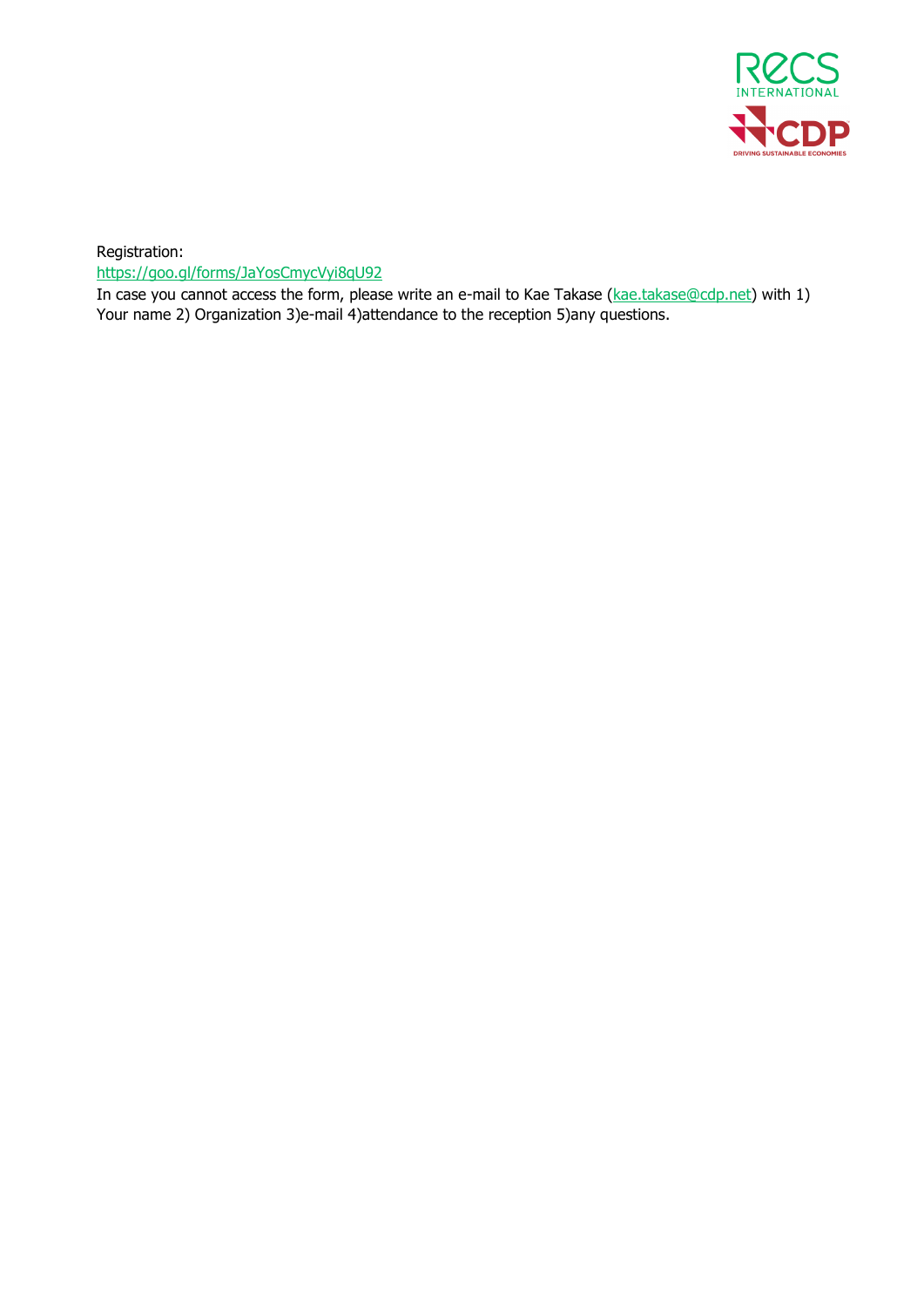Registration:
https://goo.gl/forms/JaYosCmycVyi8qU92
In case you cannot access the form, please write an e-mail to Kae Takase (kae.takase@cdp.net) with 1) Your name 2) Organization 3)e-mail 4)attendance to the reception 5)any questions.